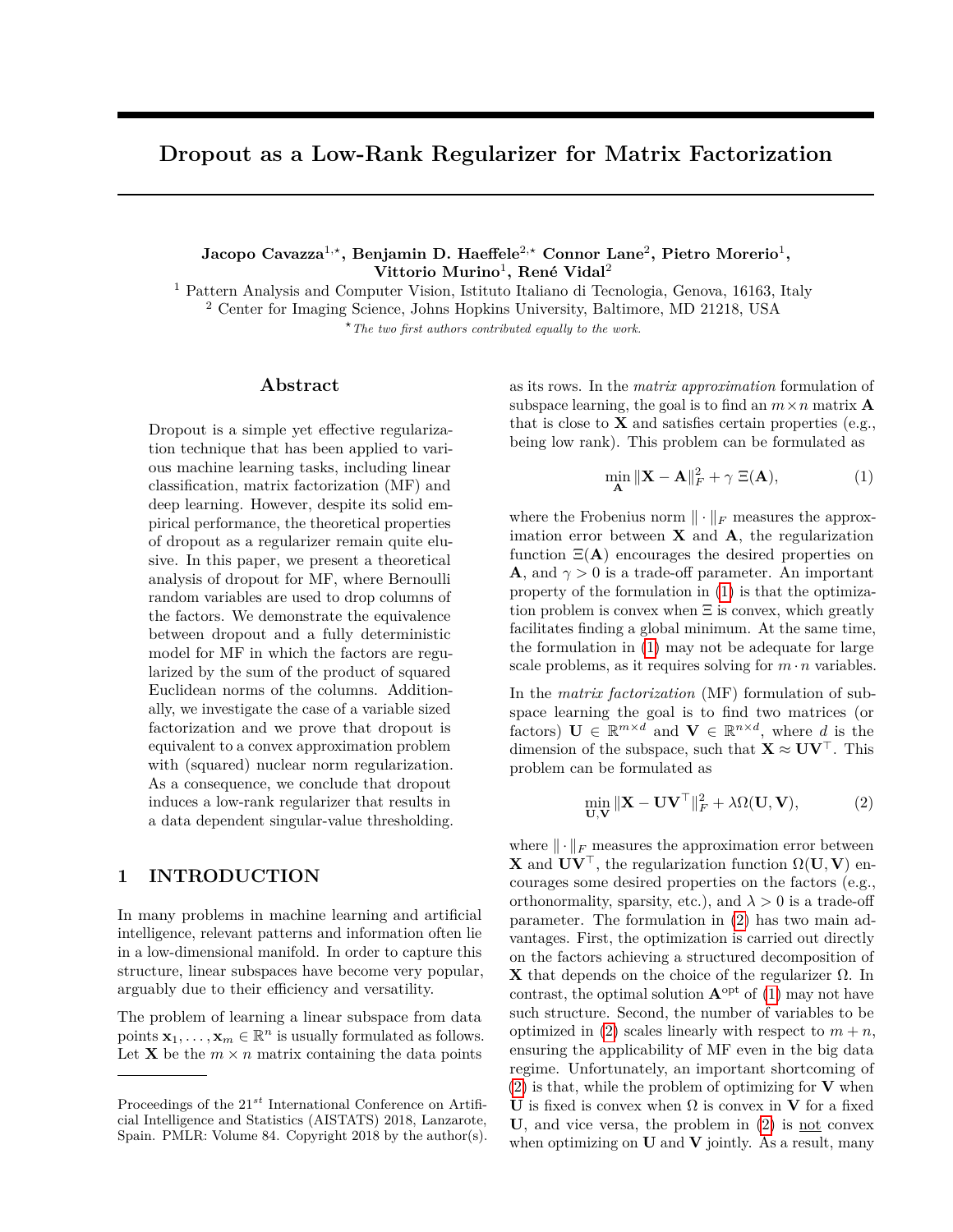# Dropout as a Low-Rank Regularizer for Matrix Factorization

**Jacopo Cavazza[1,⋆], Benjamin D. Haeffele[2,⋆] Connor Lane[2], Pietro Morerio[1], Vittorio Murino[1], René Vidal[2]**

[1] Pattern Analysis and Computer Vision, Istituto Italiano di Tecnologia, Genova, 16163, Italy
[2] Center for Imaging Science, Johns Hopkins University, Baltimore, MD 21218, USA
[⋆] *The two first authors contributed equally to the work.*

## Abstract

Dropout is a simple yet effective regularization technique that has been applied to various machine learning tasks, including linear classification, matrix factorization (MF) and deep learning. However, despite its solid empirical performance, the theoretical properties of dropout as a regularizer remain quite elusive. In this paper, we present a theoretical analysis of dropout for MF, where Bernoulli random variables are used to drop columns of the factors. We demonstrate the equivalence between dropout and a fully deterministic model for MF in which the factors are regularized by the sum of the product of squared Euclidean norms of the columns. Additionally, we investigate the case of a variable sized factorization and we prove that dropout is equivalent to a convex approximation problem with (squared) nuclear norm regularization. As a consequence, we conclude that dropout induces a low-rank regularizer that results in a data dependent singular-value thresholding.

## 1 INTRODUCTION

In many problems in machine learning and artificial intelligence, relevant patterns and information often lie in a low-dimensional manifold. In order to capture this structure, linear subspaces have become very popular, arguably due to their efficiency and versatility.

The problem of learning a linear subspace from data points $\mathbf{x}_1, \dots, \mathbf{x}_m \in \mathbb{R}^n$ is usually formulated as follows. Let $\mathbf{X}$ be the $m \times n$ matrix containing the data points as its rows. In the *matrix approximation* formulation of subspace learning, the goal is to find an $m \times n$ matrix $\mathbf{A}$ that is close to $\mathbf{X}$ and satisfies certain properties (e.g., being low rank). This problem can be formulated as

$$\min_{\mathbf{A}} \|\mathbf{X} - \mathbf{A}\|_F^2 + \gamma \, \Xi(\mathbf{A}), \tag{1}$$

where the Frobenius norm $\|\cdot\|_F$ measures the approximation error between $\mathbf{X}$ and $\mathbf{A}$, the regularization function $\Xi(\mathbf{A})$ encourages the desired properties on $\mathbf{A}$, and $\gamma > 0$ is a trade-off parameter. An important property of the formulation in (1) is that the optimization problem is convex when $\Xi$ is convex, which greatly facilitates finding a global minimum. At the same time, the formulation in (1) may not be adequate for large scale problems, as it requires solving for $m \cdot n$ variables.

In the *matrix factorization* (MF) formulation of subspace learning the goal is to find two matrices (or factors) $\mathbf{U} \in \mathbb{R}^{m \times d}$ and $\mathbf{V} \in \mathbb{R}^{n \times d}$, where $d$ is the dimension of the subspace, such that $\mathbf{X} \approx \mathbf{U}\mathbf{V}^\top$. This problem can be formulated as

$$\min_{\mathbf{U},\mathbf{V}} \|\mathbf{X} - \mathbf{U}\mathbf{V}^\top\|_F^2 + \lambda \Omega(\mathbf{U}, \mathbf{V}), \tag{2}$$

where $\|\cdot\|_F$ measures the approximation error between $\mathbf{X}$ and $\mathbf{U}\mathbf{V}^\top$, the regularization function $\Omega(\mathbf{U}, \mathbf{V})$ encourages some desired properties on the factors (e.g., orthonormality, sparsity, etc.), and $\lambda > 0$ is a trade-off parameter. The formulation in (2) has two main advantages. First, the optimization is carried out directly on the factors achieving a structured decomposition of $\mathbf{X}$ that depends on the choice of the regularizer $\Omega$. In contrast, the optimal solution $\mathbf{A}^{\text{opt}}$ of (1) may not have such structure. Second, the number of variables to be optimized in (2) scales linearly with respect to $m + n$, ensuring the applicability of MF even in the big data regime. Unfortunately, an important shortcoming of (2) is that, while the problem of optimizing for $\mathbf{V}$ when $\mathbf{U}$ is fixed is convex when $\Omega$ is convex in $\mathbf{V}$ for a fixed $\mathbf{U}$, and vice versa, the problem in (2) is <u>not</u> convex when optimizing on $\mathbf{U}$ and $\mathbf{V}$ jointly. As a result, many

---

Proceedings of the 21[st] International Conference on Artificial Intelligence and Statistics (AISTATS) 2018, Lanzarote, Spain. PMLR: Volume 84. Copyright 2018 by the author(s).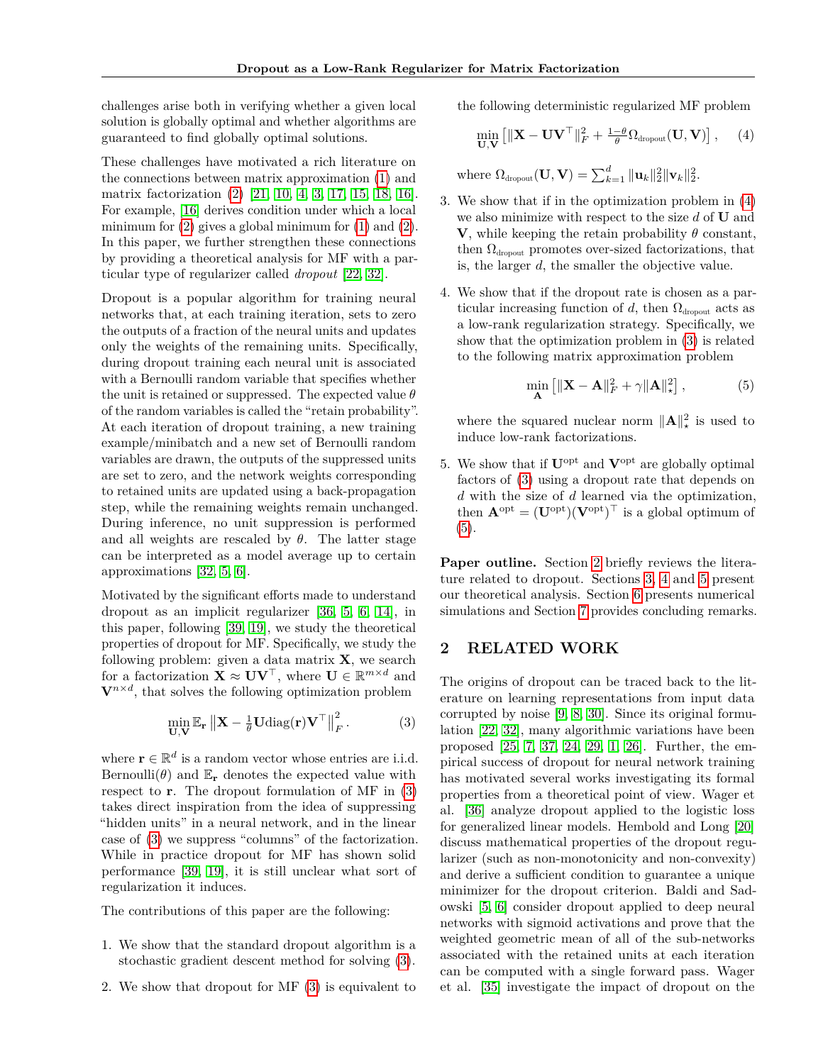challenges arise both in verifying whether a given local solution is globally optimal and whether algorithms are guaranteed to find globally optimal solutions.

These challenges have motivated a rich literature on the connections between matrix approximation (1) and matrix factorization (2) [21, 10, 4, 3, 17, 15, 18, 16]. For example, [16] derives condition under which a local minimum for (2) gives a global minimum for (1) and (2). In this paper, we further strengthen these connections by providing a theoretical analysis for MF with a particular type of regularizer called *dropout* [22, 32].

Dropout is a popular algorithm for training neural networks that, at each training iteration, sets to zero the outputs of a fraction of the neural units and updates only the weights of the remaining units. Specifically, during dropout training each neural unit is associated with a Bernoulli random variable that specifies whether the unit is retained or suppressed. The expected value $\theta$ of the random variables is called the "retain probability". At each iteration of dropout training, a new training example/minibatch and a new set of Bernoulli random variables are drawn, the outputs of the suppressed units are set to zero, and the network weights corresponding to retained units are updated using a back-propagation step, while the remaining weights remain unchanged. During inference, no unit suppression is performed and all weights are rescaled by $\theta$. The latter stage can be interpreted as a model average up to certain approximations [32, 5, 6].

Motivated by the significant efforts made to understand dropout as an implicit regularizer [36, 5, 6, 14], in this paper, following [39, 19], we study the theoretical properties of dropout for MF. Specifically, we study the following problem: given a data matrix $\mathbf{X}$, we search for a factorization $\mathbf{X} \approx \mathbf{U}\mathbf{V}^\top$, where $\mathbf{U} \in \mathbb{R}^{m \times d}$ and $\mathbf{V}^{n \times d}$, that solves the following optimization problem

$$\min_{\mathbf{U},\mathbf{V}} \mathbb{E}_{\mathbf{r}} \left\| \mathbf{X} - \tfrac{1}{\theta}\mathbf{U}\operatorname{diag}(\mathbf{r})\mathbf{V}^\top \right\|_F^2. \tag{3}$$

where $\mathbf{r} \in \mathbb{R}^d$ is a random vector whose entries are i.i.d. Bernoulli($\theta$) and $\mathbb{E}_{\mathbf{r}}$ denotes the expected value with respect to $\mathbf{r}$. The dropout formulation of MF in (3) takes direct inspiration from the idea of suppressing "hidden units" in a neural network, and in the linear case of (3) we suppress "columns" of the factorization. While in practice dropout for MF has shown solid performance [39, 19], it is still unclear what sort of regularization it induces.

The contributions of this paper are the following:

1. We show that the standard dropout algorithm is a stochastic gradient descent method for solving (3).

2. We show that dropout for MF (3) is equivalent to the following deterministic regularized MF problem

$$\min_{\mathbf{U},\mathbf{V}} \left[ \|\mathbf{X} - \mathbf{U}\mathbf{V}^\top\|_F^2 + \tfrac{1-\theta}{\theta}\Omega_{\text{dropout}}(\mathbf{U},\mathbf{V}) \right], \tag{4}$$

where $\Omega_{\text{dropout}}(\mathbf{U},\mathbf{V}) = \sum_{k=1}^d \|\mathbf{u}_k\|_2^2 \|\mathbf{v}_k\|_2^2$.

3. We show that if in the optimization problem in (4) we also minimize with respect to the size $d$ of $\mathbf{U}$ and $\mathbf{V}$, while keeping the retain probability $\theta$ constant, then $\Omega_{\text{dropout}}$ promotes over-sized factorizations, that is, the larger $d$, the smaller the objective value.

4. We show that if the dropout rate is chosen as a particular increasing function of $d$, then $\Omega_{\text{dropout}}$ acts as a low-rank regularization strategy. Specifically, we show that the optimization problem in (3) is related to the following matrix approximation problem

$$\min_{\mathbf{A}} \left[ \|\mathbf{X} - \mathbf{A}\|_F^2 + \gamma \|\mathbf{A}\|_\star^2 \right], \tag{5}$$

where the squared nuclear norm $\|\mathbf{A}\|_\star^2$ is used to induce low-rank factorizations.

5. We show that if $\mathbf{U}^{\text{opt}}$ and $\mathbf{V}^{\text{opt}}$ are globally optimal factors of (3) using a dropout rate that depends on $d$ with the size of $d$ learned via the optimization, then $\mathbf{A}^{\text{opt}} = (\mathbf{U}^{\text{opt}})(\mathbf{V}^{\text{opt}})^\top$ is a global optimum of (5).

**Paper outline.** Section 2 briefly reviews the literature related to dropout. Sections 3, 4 and 5 present our theoretical analysis. Section 6 presents numerical simulations and Section 7 provides concluding remarks.

## 2 RELATED WORK

The origins of dropout can be traced back to the literature on learning representations from input data corrupted by noise [9, 8, 30]. Since its original formulation [22, 32], many algorithmic variations have been proposed [25, 7, 37, 24, 29, 1, 26]. Further, the empirical success of dropout for neural network training has motivated several works investigating its formal properties from a theoretical point of view. Wager et al. [36] analyze dropout applied to the logistic loss for generalized linear models. Hembold and Long [20] discuss mathematical properties of the dropout regularizer (such as non-monotonicity and non-convexity) and derive a sufficient condition to guarantee a unique minimizer for the dropout criterion. Baldi and Sadowski [5, 6] consider dropout applied to deep neural networks with sigmoid activations and prove that the weighted geometric mean of all of the sub-networks associated with the retained units at each iteration can be computed with a single forward pass. Wager et al. [35] investigate the impact of dropout on the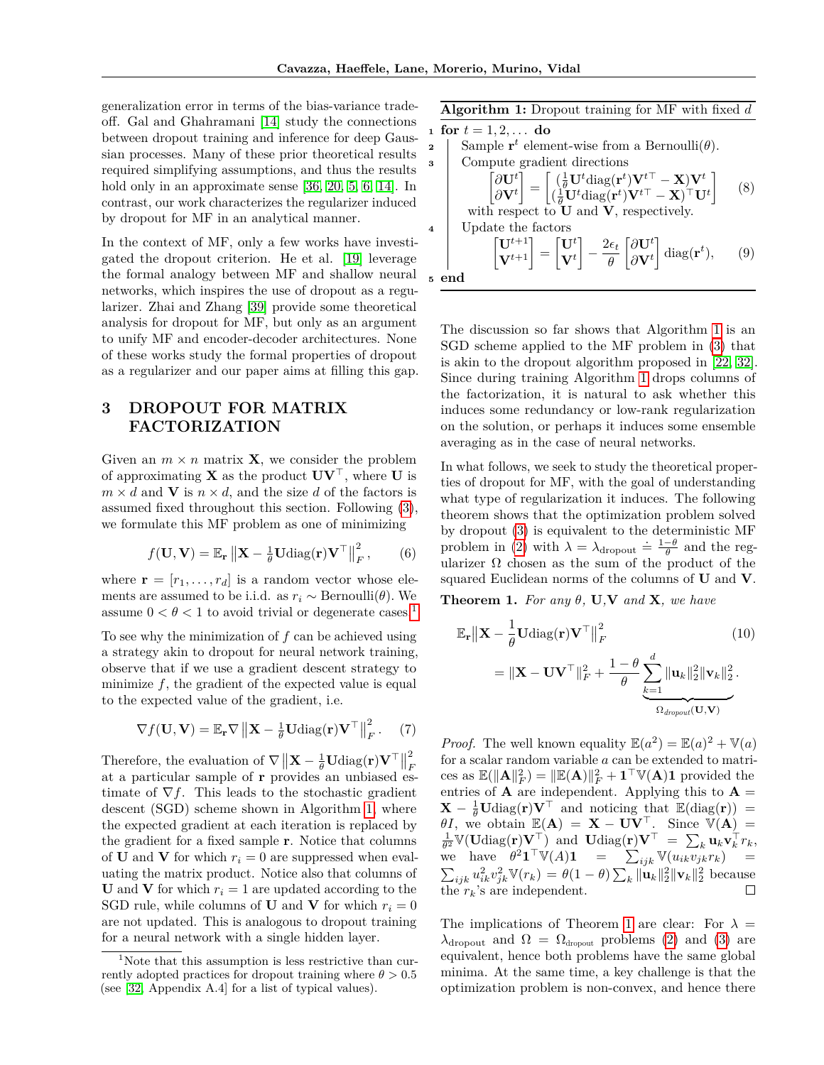generalization error in terms of the bias-variance tradeoff. Gal and Ghahramani [14] study the connections between dropout training and inference for deep Gaussian processes. Many of these prior theoretical results required simplifying assumptions, and thus the results hold only in an approximate sense [36, 20, 5, 6, 14]. In contrast, our work characterizes the regularizer induced by dropout for MF in an analytical manner.

In the context of MF, only a few works have investigated the dropout criterion. He et al. [19] leverage the formal analogy between MF and shallow neural networks, which inspires the use of dropout as a regularizer. Zhai and Zhang [39] provide some theoretical analysis for dropout for MF, but only as an argument to unify MF and encoder-decoder architectures. None of these works study the formal properties of dropout as a regularizer and our paper aims at filling this gap.

# 3 DROPOUT FOR MATRIX FACTORIZATION

Given an $m \times n$ matrix $\mathbf{X}$, we consider the problem of approximating $\mathbf{X}$ as the product $\mathbf{U}\mathbf{V}^\top$, where $\mathbf{U}$ is $m \times d$ and $\mathbf{V}$ is $n \times d$, and the size $d$ of the factors is assumed fixed throughout this section. Following (3), we formulate this MF problem as one of minimizing

$$f(\mathbf{U}, \mathbf{V}) = \mathbb{E}_{\mathbf{r}} \left\| \mathbf{X} - \tfrac{1}{\theta} \mathbf{U} \mathrm{diag}(\mathbf{r}) \mathbf{V}^\top \right\|_F^2, \qquad (6)$$

where $\mathbf{r} = [r_1, \ldots, r_d]$ is a random vector whose elements are assumed to be i.i.d. as $r_i \sim \text{Bernoulli}(\theta)$. We assume $0 < \theta < 1$ to avoid trivial or degenerate cases[1].

To see why the minimization of $f$ can be achieved using a strategy akin to dropout for neural network training, observe that if we use a gradient descent strategy to minimize $f$, the gradient of the expected value is equal to the expected value of the gradient, i.e.

$$\nabla f(\mathbf{U}, \mathbf{V}) = \mathbb{E}_{\mathbf{r}} \nabla \left\| \mathbf{X} - \tfrac{1}{\theta} \mathbf{U} \mathrm{diag}(\mathbf{r}) \mathbf{V}^\top \right\|_F^2. \qquad (7)$$

Therefore, the evaluation of $\nabla \left\| \mathbf{X} - \frac{1}{\theta} \mathbf{U} \mathrm{diag}(\mathbf{r}) \mathbf{V}^\top \right\|_F^2$ at a particular sample of $\mathbf{r}$ provides an unbiased estimate of $\nabla f$. This leads to the stochastic gradient descent (SGD) scheme shown in Algorithm 1, where the expected gradient at each iteration is replaced by the gradient for a fixed sample $\mathbf{r}$. Notice that columns of $\mathbf{U}$ and $\mathbf{V}$ for which $r_i = 0$ are suppressed when evaluating the matrix product. Notice also that columns of $\mathbf{U}$ and $\mathbf{V}$ for which $r_i = 1$ are updated according to the SGD rule, while columns of $\mathbf{U}$ and $\mathbf{V}$ for which $r_i = 0$ are not updated. This is analogous to dropout training for a neural network with a single hidden layer.

[1] Note that this assumption is less restrictive than currently adopted practices for dropout training where $\theta > 0.5$ (see [32, Appendix A.4] for a list of typical values).

**Algorithm 1:** Dropout training for MF with fixed $d$

```
1 for t = 1, 2, ... do
2     Sample r^t element-wise from a Bernoulli(θ).
3     Compute gradient directions (8)
      with respect to U and V, respectively.
4     Update the factors (9)
5 end
```

$$\begin{bmatrix} \partial \mathbf{U}^t \\ \partial \mathbf{V}^t \end{bmatrix} = \begin{bmatrix} (\frac{1}{\theta} \mathbf{U}^t \mathrm{diag}(\mathbf{r}^t) \mathbf{V}^{t\top} - \mathbf{X}) \mathbf{V}^t \\ (\frac{1}{\theta} \mathbf{U}^t \mathrm{diag}(\mathbf{r}^t) \mathbf{V}^{t\top} - \mathbf{X})^\top \mathbf{U}^t \end{bmatrix} \qquad (8)$$

$$\begin{bmatrix} \mathbf{U}^{t+1} \\ \mathbf{V}^{t+1} \end{bmatrix} = \begin{bmatrix} \mathbf{U}^t \\ \mathbf{V}^t \end{bmatrix} - \frac{2\epsilon_t}{\theta} \begin{bmatrix} \partial \mathbf{U}^t \\ \partial \mathbf{V}^t \end{bmatrix} \mathrm{diag}(\mathbf{r}^t), \qquad (9)$$

The discussion so far shows that Algorithm 1 is an SGD scheme applied to the MF problem in (3) that is akin to the dropout algorithm proposed in [22, 32]. Since during training Algorithm 1 drops columns of the factorization, it is natural to ask whether this induces some redundancy or low-rank regularization on the solution, or perhaps it induces some ensemble averaging as in the case of neural networks.

In what follows, we seek to study the theoretical properties of dropout for MF, with the goal of understanding what type of regularization it induces. The following theorem shows that the optimization problem solved by dropout (3) is equivalent to the deterministic MF problem in (2) with $\lambda = \lambda_{\text{dropout}} \doteq \frac{1-\theta}{\theta}$ and the regularizer $\Omega$ chosen as the sum of the product of the squared Euclidean norms of the columns of $\mathbf{U}$ and $\mathbf{V}$.

**Theorem 1.** *For any $\theta$, $\mathbf{U}$,$\mathbf{V}$ and $\mathbf{X}$, we have*

$$\mathbb{E}_{\mathbf{r}} \left\| \mathbf{X} - \frac{1}{\theta} \mathbf{U} \mathrm{diag}(\mathbf{r}) \mathbf{V}^\top \right\|_F^2 \qquad (10)$$
$$= \|\mathbf{X} - \mathbf{U}\mathbf{V}^\top\|_F^2 + \frac{1-\theta}{\theta} \underbrace{\sum_{k=1}^{d} \|\mathbf{u}_k\|_2^2 \|\mathbf{v}_k\|_2^2}_{\Omega_{dropout}(\mathbf{U}, \mathbf{V})}.$$

*Proof.* The well known equality $\mathbb{E}(a^2) = \mathbb{E}(a)^2 + \mathbb{V}(a)$ for a scalar random variable $a$ can be extended to matrices as $\mathbb{E}(\|\mathbf{A}\|_F^2) = \|\mathbb{E}(\mathbf{A})\|_F^2 + \mathbf{1}^\top \mathbb{V}(\mathbf{A}) \mathbf{1}$ provided the entries of $\mathbf{A}$ are independent. Applying this to $\mathbf{A} = \mathbf{X} - \frac{1}{\theta} \mathbf{U} \mathrm{diag}(\mathbf{r}) \mathbf{V}^\top$ and noticing that $\mathbb{E}(\mathrm{diag}(\mathbf{r})) = \theta I$, we obtain $\mathbb{E}(\mathbf{A}) = \mathbf{X} - \mathbf{U}\mathbf{V}^\top$. Since $\mathbb{V}(\mathbf{A}) = \frac{1}{\theta^2} \mathbb{V}(\mathbf{U} \mathrm{diag}(\mathbf{r}) \mathbf{V}^\top)$ and $\mathbf{U} \mathrm{diag}(\mathbf{r}) \mathbf{V}^\top = \sum_k \mathbf{u}_k \mathbf{v}_k^\top r_k$, we have $\theta^2 \mathbf{1}^\top \mathbb{V}(A) \mathbf{1} = \sum_{ijk} \mathbb{V}(u_{ik} v_{jk} r_k) = \sum_{ijk} u_{ik}^2 v_{jk}^2 \mathbb{V}(r_k) = \theta(1-\theta) \sum_k \|\mathbf{u}_k\|_2^2 \|\mathbf{v}_k\|_2^2$ because the $r_k$'s are independent. $\square$

The implications of Theorem 1 are clear: For $\lambda = \lambda_{\text{dropout}}$ and $\Omega = \Omega_{\text{dropout}}$ problems (2) and (3) are equivalent, hence both problems have the same global minima. At the same time, a key challenge is that the optimization problem is non-convex, and hence there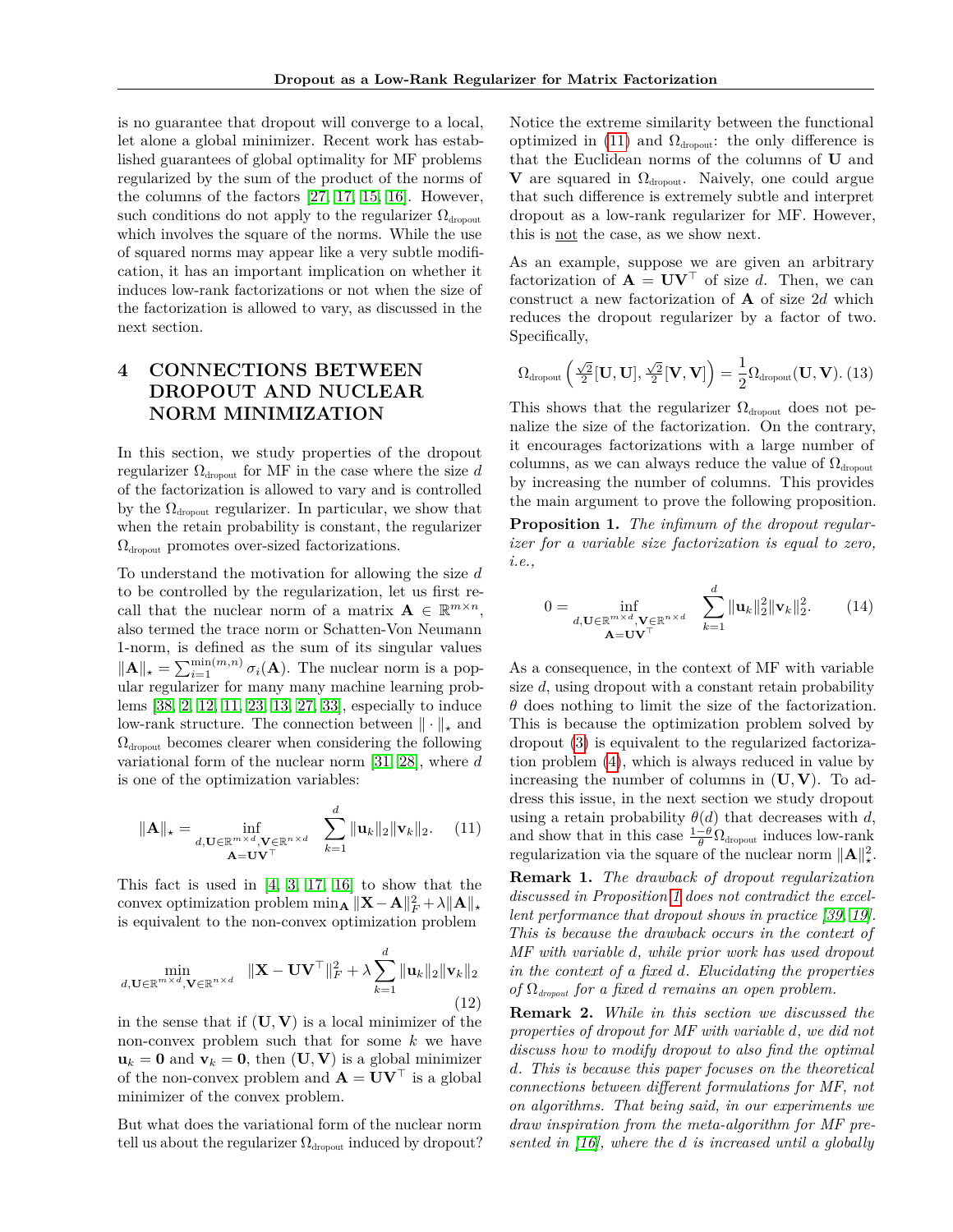is no guarantee that dropout will converge to a local, let alone a global minimizer. Recent work has established guarantees of global optimality for MF problems regularized by the sum of the product of the norms of the columns of the factors [27, 17, 15, 16]. However, such conditions do not apply to the regularizer $\Omega_{\text{dropout}}$ which involves the square of the norms. While the use of squared norms may appear like a very subtle modification, it has an important implication on whether it induces low-rank factorizations or not when the size of the factorization is allowed to vary, as discussed in the next section.

# 4 CONNECTIONS BETWEEN DROPOUT AND NUCLEAR NORM MINIMIZATION

In this section, we study properties of the dropout regularizer $\Omega_{\text{dropout}}$ for MF in the case where the size $d$ of the factorization is allowed to vary and is controlled by the $\Omega_{\text{dropout}}$ regularizer. In particular, we show that when the retain probability is constant, the regularizer $\Omega_{\text{dropout}}$ promotes over-sized factorizations.

To understand the motivation for allowing the size $d$ to be controlled by the regularization, let us first recall that the nuclear norm of a matrix $\mathbf{A} \in \mathbb{R}^{m \times n}$, also termed the trace norm or Schatten-Von Neumann 1-norm, is defined as the sum of its singular values $\|\mathbf{A}\|_\star = \sum_{i=1}^{\min(m,n)} \sigma_i(\mathbf{A})$. The nuclear norm is a popular regularizer for many many machine learning problems [38, 2, 12, 11, 23, 13, 27, 33], especially to induce low-rank structure. The connection between $\|\cdot\|_\star$ and $\Omega_{\text{dropout}}$ becomes clearer when considering the following variational form of the nuclear norm [31, 28], where $d$ is one of the optimization variables:

$$\|\mathbf{A}\|_\star = \inf_{\substack{d, \mathbf{U} \in \mathbb{R}^{m \times d}, \mathbf{V} \in \mathbb{R}^{n \times d} \\ \mathbf{A} = \mathbf{U}\mathbf{V}^\top}} \sum_{k=1}^{d} \|\mathbf{u}_k\|_2 \|\mathbf{v}_k\|_2. \tag{11}$$

This fact is used in [4, 3, 17, 16] to show that the convex optimization problem $\min_{\mathbf{A}} \|\mathbf{X} - \mathbf{A}\|_F^2 + \lambda \|\mathbf{A}\|_\star$ is equivalent to the non-convex optimization problem

$$\min_{d, \mathbf{U} \in \mathbb{R}^{m \times d}, \mathbf{V} \in \mathbb{R}^{n \times d}} \|\mathbf{X} - \mathbf{U}\mathbf{V}^\top\|_F^2 + \lambda \sum_{k=1}^{d} \|\mathbf{u}_k\|_2 \|\mathbf{v}_k\|_2 \tag{12}$$

in the sense that if $(\mathbf{U}, \mathbf{V})$ is a local minimizer of the non-convex problem such that for some $k$ we have $\mathbf{u}_k = \mathbf{0}$ and $\mathbf{v}_k = \mathbf{0}$, then $(\mathbf{U}, \mathbf{V})$ is a global minimizer of the non-convex problem and $\mathbf{A} = \mathbf{U}\mathbf{V}^\top$ is a global minimizer of the convex problem.

But what does the variational form of the nuclear norm tell us about the regularizer $\Omega_{\text{dropout}}$ induced by dropout? Notice the extreme similarity between the functional optimized in (11) and $\Omega_{\text{dropout}}$: the only difference is that the Euclidean norms of the columns of $\mathbf{U}$ and $\mathbf{V}$ are squared in $\Omega_{\text{dropout}}$. Naively, one could argue that such difference is extremely subtle and interpret dropout as a low-rank regularizer for MF. However, this is not the case, as we show next.

As an example, suppose we are given an arbitrary factorization of $\mathbf{A} = \mathbf{U}\mathbf{V}^\top$ of size $d$. Then, we can construct a new factorization of $\mathbf{A}$ of size $2d$ which reduces the dropout regularizer by a factor of two. Specifically,

$$\Omega_{\text{dropout}}\left(\tfrac{\sqrt{2}}{2}[\mathbf{U}, \mathbf{U}], \tfrac{\sqrt{2}}{2}[\mathbf{V}, \mathbf{V}]\right) = \frac{1}{2}\Omega_{\text{dropout}}(\mathbf{U}, \mathbf{V}). \tag{13}$$

This shows that the regularizer $\Omega_{\text{dropout}}$ does not penalize the size of the factorization. On the contrary, it encourages factorizations with a large number of columns, as we can always reduce the value of $\Omega_{\text{dropout}}$ by increasing the number of columns. This provides the main argument to prove the following proposition.

**Proposition 1.** *The infimum of the dropout regularizer for a variable size factorization is equal to zero, i.e.,*

$$0 = \inf_{\substack{d, \mathbf{U} \in \mathbb{R}^{m \times d}, \mathbf{V} \in \mathbb{R}^{n \times d} \\ \mathbf{A} = \mathbf{U}\mathbf{V}^\top}} \sum_{k=1}^{d} \|\mathbf{u}_k\|_2^2 \|\mathbf{v}_k\|_2^2. \tag{14}$$

As a consequence, in the context of MF with variable size $d$, using dropout with a constant retain probability $\theta$ does nothing to limit the size of the factorization. This is because the optimization problem solved by dropout (3) is equivalent to the regularized factorization problem (4), which is always reduced in value by increasing the number of columns in $(\mathbf{U}, \mathbf{V})$. To address this issue, in the next section we study dropout using a retain probability $\theta(d)$ that decreases with $d$, and show that in this case $\frac{1-\theta}{\theta}\Omega_{\text{dropout}}$ induces low-rank regularization via the square of the nuclear norm $\|\mathbf{A}\|_\star^2$.

**Remark 1.** *The drawback of dropout regularization discussed in Proposition 1 does not contradict the excellent performance that dropout shows in practice [39, 19]. This is because the drawback occurs in the context of MF with variable d, while prior work has used dropout in the context of a fixed d. Elucidating the properties of $\Omega_{dropout}$ for a fixed d remains an open problem.*

**Remark 2.** *While in this section we discussed the properties of dropout for MF with variable d, we did not discuss how to modify dropout to also find the optimal d. This is because this paper focuses on the theoretical connections between different formulations for MF, not on algorithms. That being said, in our experiments we draw inspiration from the meta-algorithm for MF presented in [16], where the d is increased until a globally*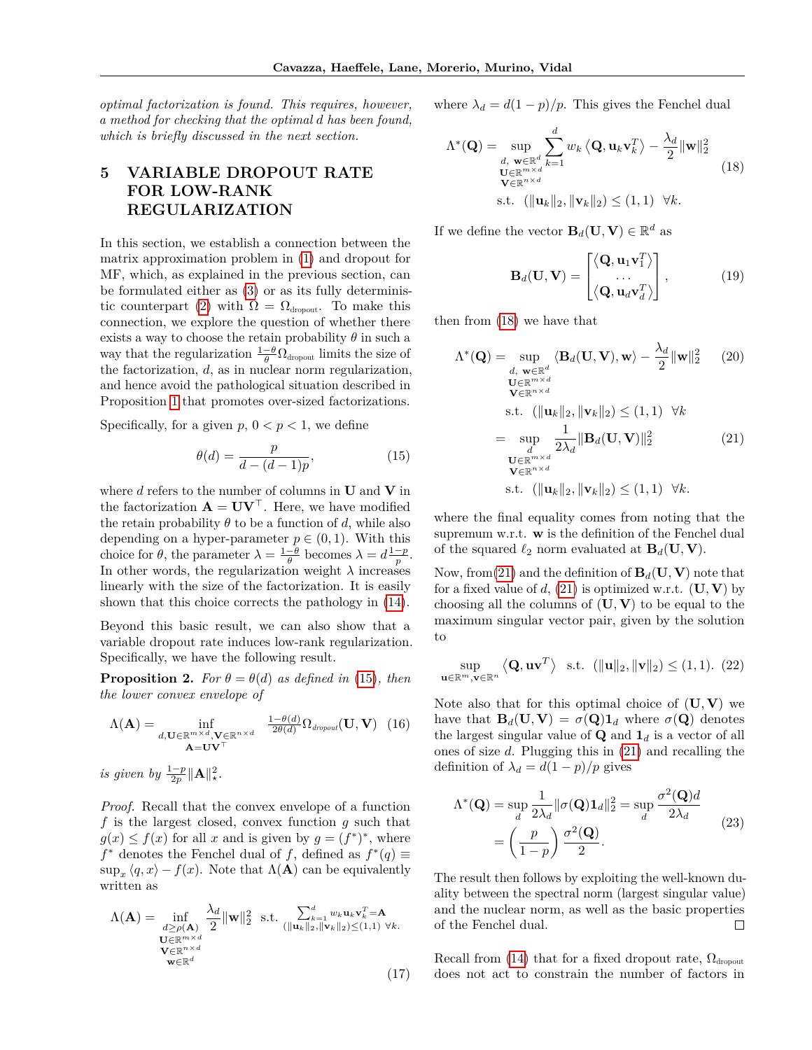*optimal factorization is found. This requires, however, a method for checking that the optimal d has been found, which is briefly discussed in the next section.*

## 5 VARIABLE DROPOUT RATE FOR LOW-RANK REGULARIZATION

In this section, we establish a connection between the matrix approximation problem in (1) and dropout for MF, which, as explained in the previous section, can be formulated either as (3) or as its fully deterministic counterpart (2) with $\Omega = \Omega_{\text{dropout}}$. To make this connection, we explore the question of whether there exists a way to control the retain probability $\theta$ in such a way that the regularization $\frac{1-\theta}{\theta}\Omega_{\text{dropout}}$ limits the size of the factorization, $d$, as in nuclear norm regularization, and hence avoid the pathological situation described in Proposition 1 that promotes over-sized factorizations.

Specifically, for a given $p$, $0 < p < 1$, we define

$$\theta(d) = \frac{p}{d - (d-1)p}, \tag{15}$$

where $d$ refers to the number of columns in $\mathbf{U}$ and $\mathbf{V}$ in the factorization $\mathbf{A} = \mathbf{U}\mathbf{V}^\top$. Here, we have modified the retain probability $\theta$ to be a function of $d$, while also depending on a hyper-parameter $p \in (0,1)$. With this choice for $\theta$, the parameter $\lambda = \frac{1-\theta}{\theta}$ becomes $\lambda = d\frac{1-p}{p}$. In other words, the regularization weight $\lambda$ increases linearly with the size of the factorization. It is easily shown that this choice corrects the pathology in (14).

Beyond this basic result, we can also show that a variable dropout rate induces low-rank regularization. Specifically, we have the following result.

**Proposition 2.** *For $\theta = \theta(d)$ as defined in (15), then the lower convex envelope of*

$$\Lambda(\mathbf{A}) = \inf_{\substack{d, \mathbf{U} \in \mathbb{R}^{m \times d}, \mathbf{V} \in \mathbb{R}^{n \times d} \\ \mathbf{A} = \mathbf{U}\mathbf{V}^\top}} \frac{1-\theta(d)}{2\theta(d)} \Omega_{\text{dropout}}(\mathbf{U}, \mathbf{V}) \tag{16}$$

*is given by $\frac{1-p}{2p}\|\mathbf{A}\|_\star^2$.*

*Proof.* Recall that the convex envelope of a function $f$ is the largest closed, convex function $g$ such that $g(x) \le f(x)$ for all $x$ and is given by $g = (f^*)^*$, where $f^*$ denotes the Fenchel dual of $f$, defined as $f^*(q) \equiv \sup_x \langle q, x \rangle - f(x)$. Note that $\Lambda(\mathbf{A})$ can be equivalently written as

$$\Lambda(\mathbf{A}) = \inf_{\substack{d \ge \rho(\mathbf{A}) \\ \mathbf{U} \in \mathbb{R}^{m \times d} \\ \mathbf{V} \in \mathbb{R}^{n \times d} \\ \mathbf{w} \in \mathbb{R}^d}} \frac{\lambda_d}{2}\|\mathbf{w}\|_2^2 \ \text{ s.t. } \begin{smallmatrix} \sum_{k=1}^d w_k \mathbf{u}_k \mathbf{v}_k^T = \mathbf{A} \\ (\|\mathbf{u}_k\|_2, \|\mathbf{v}_k\|_2) \le (1,1) \ \forall k. \end{smallmatrix} \tag{17}$$

where $\lambda_d = d(1-p)/p$. This gives the Fenchel dual

$$\begin{aligned} \Lambda^*(\mathbf{Q}) = \sup_{\substack{d, \mathbf{w} \in \mathbb{R}^d \\ \mathbf{U} \in \mathbb{R}^{m \times d} \\ \mathbf{V} \in \mathbb{R}^{n \times d}}} & \sum_{k=1}^d w_k \left\langle \mathbf{Q}, \mathbf{u}_k \mathbf{v}_k^T \right\rangle - \frac{\lambda_d}{2}\|\mathbf{w}\|_2^2 \\ & \text{s.t. } \ (\|\mathbf{u}_k\|_2, \|\mathbf{v}_k\|_2) \le (1,1) \ \ \forall k. \end{aligned} \tag{18}$$

If we define the vector $\mathbf{B}_d(\mathbf{U}, \mathbf{V}) \in \mathbb{R}^d$ as

$$\mathbf{B}_d(\mathbf{U}, \mathbf{V}) = \begin{bmatrix} \left\langle \mathbf{Q}, \mathbf{u}_1 \mathbf{v}_1^T \right\rangle \\ \dots \\ \left\langle \mathbf{Q}, \mathbf{u}_d \mathbf{v}_d^T \right\rangle \end{bmatrix}, \tag{19}$$

then from (18) we have that

$$\begin{aligned} \Lambda^*(\mathbf{Q}) &= \sup_{\substack{d, \mathbf{w} \in \mathbb{R}^d \\ \mathbf{U} \in \mathbb{R}^{m \times d} \\ \mathbf{V} \in \mathbb{R}^{n \times d}}} \langle \mathbf{B}_d(\mathbf{U}, \mathbf{V}), \mathbf{w} \rangle - \frac{\lambda_d}{2}\|\mathbf{w}\|_2^2 \qquad (20) \\ & \qquad \text{s.t. } \ (\|\mathbf{u}_k\|_2, \|\mathbf{v}_k\|_2) \le (1,1) \ \ \forall k \\ &= \sup_{\substack{d \\ \mathbf{U} \in \mathbb{R}^{m \times d} \\ \mathbf{V} \in \mathbb{R}^{n \times d}}} \frac{1}{2\lambda_d}\|\mathbf{B}_d(\mathbf{U}, \mathbf{V})\|_2^2 \qquad (21) \\ & \qquad \text{s.t. } \ (\|\mathbf{u}_k\|_2, \|\mathbf{v}_k\|_2) \le (1,1) \ \ \forall k. \end{aligned}$$

where the final equality comes from noting that the supremum w.r.t. $\mathbf{w}$ is the definition of the Fenchel dual of the squared $\ell_2$ norm evaluated at $\mathbf{B}_d(\mathbf{U}, \mathbf{V})$.

Now, from(21) and the definition of $\mathbf{B}_d(\mathbf{U}, \mathbf{V})$ note that for a fixed value of $d$, (21) is optimized w.r.t. $(\mathbf{U}, \mathbf{V})$ by choosing all the columns of $(\mathbf{U}, \mathbf{V})$ to be equal to the maximum singular vector pair, given by the solution to

$$\sup_{\mathbf{u} \in \mathbb{R}^m, \mathbf{v} \in \mathbb{R}^n} \left\langle \mathbf{Q}, \mathbf{u}\mathbf{v}^T \right\rangle \ \text{ s.t. } \ (\|\mathbf{u}\|_2, \|\mathbf{v}\|_2) \le (1,1). \tag{22}$$

Note also that for this optimal choice of $(\mathbf{U}, \mathbf{V})$ we have that $\mathbf{B}_d(\mathbf{U}, \mathbf{V}) = \sigma(\mathbf{Q})\mathbf{1}_d$ where $\sigma(\mathbf{Q})$ denotes the largest singular value of $\mathbf{Q}$ and $\mathbf{1}_d$ is a vector of all ones of size $d$. Plugging this in (21) and recalling the definition of $\lambda_d = d(1-p)/p$ gives

$$\begin{aligned} \Lambda^*(\mathbf{Q}) &= \sup_d \frac{1}{2\lambda_d}\|\sigma(\mathbf{Q})\mathbf{1}_d\|_2^2 = \sup_d \frac{\sigma^2(\mathbf{Q})d}{2\lambda_d} \\ &= \left(\frac{p}{1-p}\right)\frac{\sigma^2(\mathbf{Q})}{2}. \end{aligned} \tag{23}$$

The result then follows by exploiting the well-known duality between the spectral norm (largest singular value) and the nuclear norm, as well as the basic properties of the Fenchel dual. ☐

Recall from (14) that for a fixed dropout rate, $\Omega_{\text{dropout}}$ does not act to constrain the number of factors in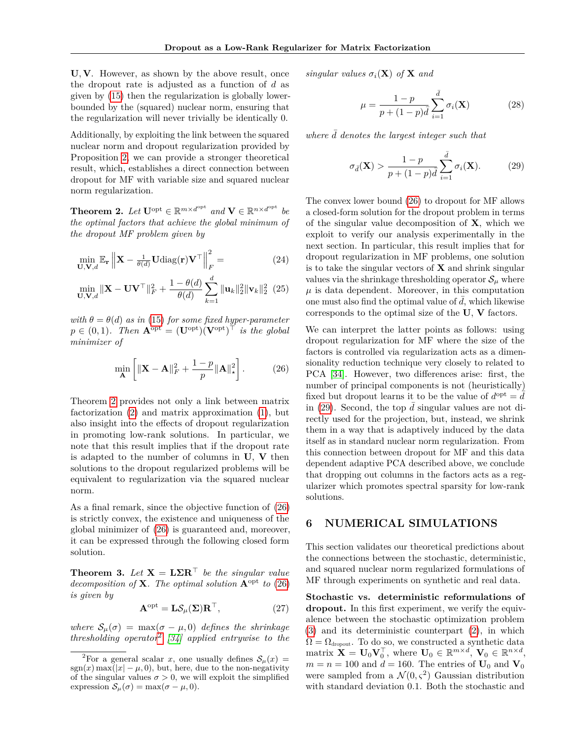$\mathbf{U}, \mathbf{V}$. However, as shown by the above result, once the dropout rate is adjusted as a function of $d$ as given by (15) then the regularization is globally lower-bounded by the (squared) nuclear norm, ensuring that the regularization will never trivially be identically 0.

Additionally, by exploiting the link between the squared nuclear norm and dropout regularization provided by Proposition 2, we can provide a stronger theoretical result, which, establishes a direct connection between dropout for MF with variable size and squared nuclear norm regularization.

**Theorem 2.** *Let $\mathbf{U}^{\text{opt}} \in \mathbb{R}^{m \times d^{\text{opt}}}$ and $\mathbf{V} \in \mathbb{R}^{n \times d^{\text{opt}}}$ be the optimal factors that achieve the global minimum of the dropout MF problem given by*

$$\min_{\mathbf{U},\mathbf{V},d} \mathbb{E}_{\mathbf{r}} \left\| \mathbf{X} - \tfrac{1}{\theta(d)} \mathbf{U} \operatorname{diag}(\mathbf{r}) \mathbf{V}^\top \right\|_F^2 = \tag{24}$$

$$\min_{\mathbf{U},\mathbf{V},d} \|\mathbf{X} - \mathbf{U}\mathbf{V}^\top\|_F^2 + \frac{1-\theta(d)}{\theta(d)} \sum_{k=1}^{d} \|\mathbf{u}_k\|_2^2 \|\mathbf{v}_k\|_2^2 \tag{25}$$

*with $\theta = \theta(d)$ as in (15) for some fixed hyper-parameter $p \in (0,1)$. Then $\mathbf{A}^{\text{opt}} = (\mathbf{U}^{\text{opt}})(\mathbf{V}^{\text{opt}})^\top$ is the global minimizer of*

$$\min_{\mathbf{A}} \left[ \|\mathbf{X} - \mathbf{A}\|_F^2 + \frac{1-p}{p} \|\mathbf{A}\|_\star^2 \right]. \tag{26}$$

Theorem 2 provides not only a link between matrix factorization (2) and matrix approximation (1), but also insight into the effects of dropout regularization in promoting low-rank solutions. In particular, we note that this result implies that if the dropout rate is adapted to the number of columns in $\mathbf{U}$, $\mathbf{V}$ then solutions to the dropout regularized problems will be equivalent to regularization via the squared nuclear norm.

As a final remark, since the objective function of (26) is strictly convex, the existence and uniqueness of the global minimizer of (26) is guaranteed and, moreover, it can be expressed through the following closed form solution.

**Theorem 3.** *Let $\mathbf{X} = \mathbf{L}\boldsymbol{\Sigma}\mathbf{R}^\top$ be the singular value decomposition of $\mathbf{X}$. The optimal solution $\mathbf{A}^{\text{opt}}$ to (26) is given by*

$$\mathbf{A}^{\text{opt}} = \mathbf{L} \mathcal{S}_\mu(\boldsymbol{\Sigma}) \mathbf{R}^\top, \tag{27}$$

*where $\mathcal{S}_\mu(\sigma) = \max(\sigma - \mu, 0)$ defines the shrinkage thresholding operator[2] [34] applied entrywise to the singular values $\sigma_i(\mathbf{X})$ of $\mathbf{X}$ and*

$$\mu = \frac{1-p}{p + (1-p)\bar{d}} \sum_{i=1}^{\bar{d}} \sigma_i(\mathbf{X}) \tag{28}$$

*where $\bar{d}$ denotes the largest integer such that*

$$\sigma_{\bar{d}}(\mathbf{X}) > \frac{1-p}{p + (1-p)\bar{d}} \sum_{i=1}^{\bar{d}} \sigma_i(\mathbf{X}). \tag{29}$$

[2] For a general scalar $x$, one usually defines $\mathcal{S}_\mu(x) = \operatorname{sgn}(x)\max(|x| - \mu, 0)$, but, here, due to the non-negativity of the singular values $\sigma > 0$, we will exploit the simplified expression $\mathcal{S}_\mu(\sigma) = \max(\sigma - \mu, 0)$.

The convex lower bound (26) to dropout for MF allows a closed-form solution for the dropout problem in terms of the singular value decomposition of $\mathbf{X}$, which we exploit to verify our analysis experimentally in the next section. In particular, this result implies that for dropout regularization in MF problems, one solution is to take the singular vectors of $\mathbf{X}$ and shrink singular values via the shrinkage thresholding operator $\mathcal{S}_\mu$ where $\mu$ is data dependent. Moreover, in this computation one must also find the optimal value of $\bar{d}$, which likewise corresponds to the optimal size of the $\mathbf{U}$, $\mathbf{V}$ factors.

We can interpret the latter points as follows: using dropout regularization for MF where the size of the factors is controlled via regularization acts as a dimensionality reduction technique very closely to related to PCA [34]. However, two differences arise: first, the number of principal components is not (heuristically) fixed but dropout learns it to be the value of $d^{\text{opt}} = \bar{d}$ in (29). Second, the top $\bar{d}$ singular values are not directly used for the projection, but, instead, we shrink them in a way that is adaptively induced by the data itself as in standard nuclear norm regularization. From this connection between dropout for MF and this data dependent adaptive PCA described above, we conclude that dropping out columns in the factors acts as a regularizer which promotes spectral sparsity for low-rank solutions.

## 6 NUMERICAL SIMULATIONS

This section validates our theoretical predictions about the connections between the stochastic, deterministic, and squared nuclear norm regularized formulations of MF through experiments on synthetic and real data.

**Stochastic vs. deterministic reformulations of dropout.** In this first experiment, we verify the equivalence between the stochastic optimization problem (3) and its deterministic counterpart (2), in which $\Omega = \Omega_{\text{dropout}}$. To do so, we constructed a synthetic data matrix $\mathbf{X} = \mathbf{U}_0\mathbf{V}_0^\top$, where $\mathbf{U}_0 \in \mathbb{R}^{m \times d}$, $\mathbf{V}_0 \in \mathbb{R}^{n \times d}$, $m = n = 100$ and $d = 160$. The entries of $\mathbf{U}_0$ and $\mathbf{V}_0$ were sampled from a $\mathcal{N}(0, \varsigma^2)$ Gaussian distribution with standard deviation 0.1. Both the stochastic and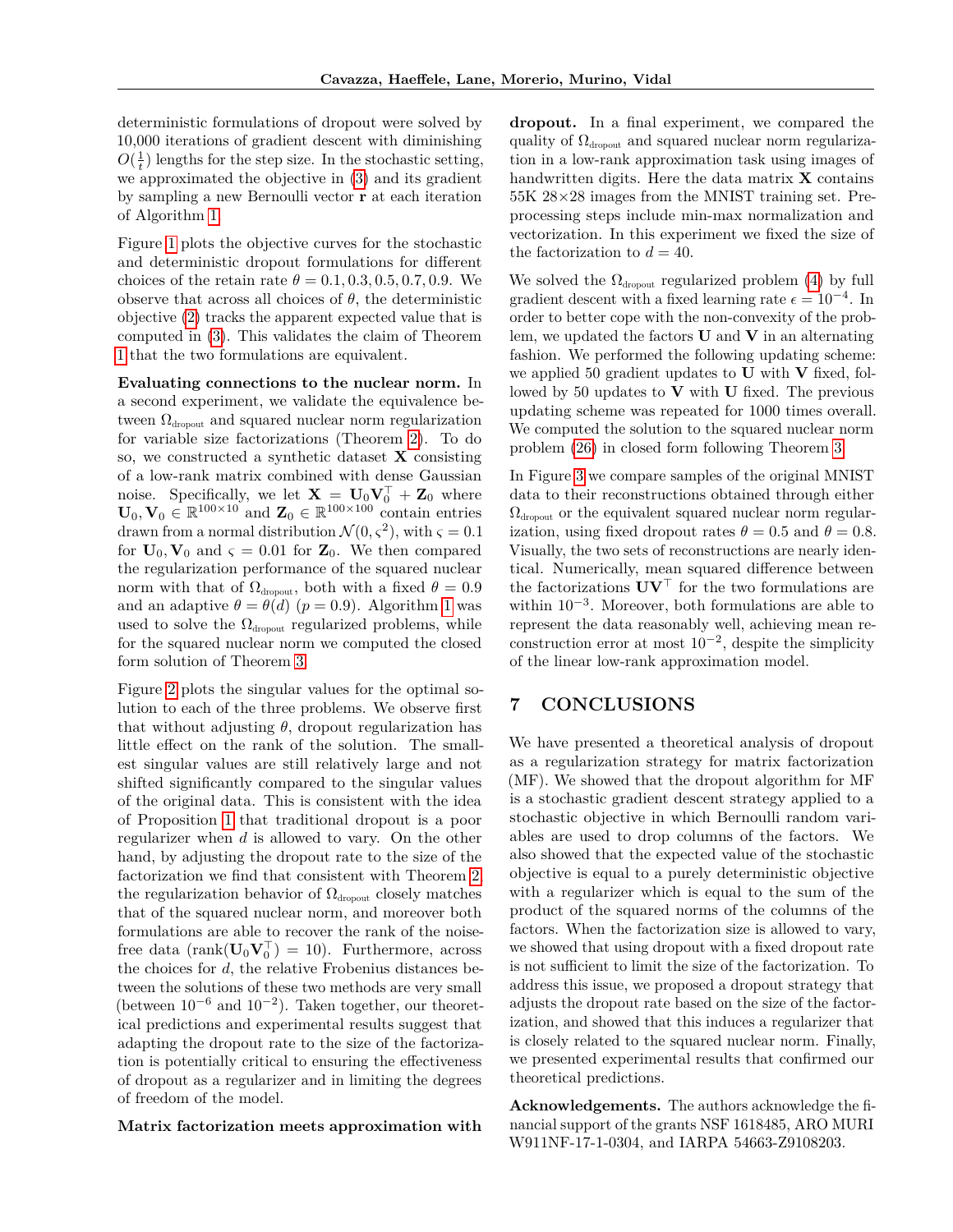deterministic formulations of dropout were solved by 10,000 iterations of gradient descent with diminishing $O(\frac{1}{t})$ lengths for the step size. In the stochastic setting, we approximated the objective in (3) and its gradient by sampling a new Bernoulli vector $\mathbf{r}$ at each iteration of Algorithm 1.

Figure 1 plots the objective curves for the stochastic and deterministic dropout formulations for different choices of the retain rate $\theta = 0.1, 0.3, 0.5, 0.7, 0.9$. We observe that across all choices of $\theta$, the deterministic objective (2) tracks the apparent expected value that is computed in (3). This validates the claim of Theorem 1 that the two formulations are equivalent.

**Evaluating connections to the nuclear norm.** In a second experiment, we validate the equivalence between $\Omega_{\text{dropout}}$ and squared nuclear norm regularization for variable size factorizations (Theorem 2). To do so, we constructed a synthetic dataset $\mathbf{X}$ consisting of a low-rank matrix combined with dense Gaussian noise. Specifically, we let $\mathbf{X} = \mathbf{U}_0\mathbf{V}_0^\top + \mathbf{Z}_0$ where $\mathbf{U}_0, \mathbf{V}_0 \in \mathbb{R}^{100\times 10}$ and $\mathbf{Z}_0 \in \mathbb{R}^{100\times 100}$ contain entries drawn from a normal distribution $\mathcal{N}(0, \varsigma^2)$, with $\varsigma = 0.1$ for $\mathbf{U}_0, \mathbf{V}_0$ and $\varsigma = 0.01$ for $\mathbf{Z}_0$. We then compared the regularization performance of the squared nuclear norm with that of $\Omega_{\text{dropout}}$, both with a fixed $\theta = 0.9$ and an adaptive $\theta = \theta(d)$ $(p = 0.9)$. Algorithm 1 was used to solve the $\Omega_{\text{dropout}}$ regularized problems, while for the squared nuclear norm we computed the closed form solution of Theorem 3.

Figure 2 plots the singular values for the optimal solution to each of the three problems. We observe first that without adjusting $\theta$, dropout regularization has little effect on the rank of the solution. The smallest singular values are still relatively large and not shifted significantly compared to the singular values of the original data. This is consistent with the idea of Proposition 1 that traditional dropout is a poor regularizer when $d$ is allowed to vary. On the other hand, by adjusting the dropout rate to the size of the factorization we find that consistent with Theorem 2, the regularization behavior of $\Omega_{\text{dropout}}$ closely matches that of the squared nuclear norm, and moreover both formulations are able to recover the rank of the noise-free data $(\text{rank}(\mathbf{U}_0\mathbf{V}_0^\top) = 10)$. Furthermore, across the choices for $d$, the relative Frobenius distances between the solutions of these two methods are very small (between $10^{-6}$ and $10^{-2}$). Taken together, our theoretical predictions and experimental results suggest that adapting the dropout rate to the size of the factorization is potentially critical to ensuring the effectiveness of dropout as a regularizer and in limiting the degrees of freedom of the model.

**Matrix factorization meets approximation with dropout.** In a final experiment, we compared the quality of $\Omega_{\text{dropout}}$ and squared nuclear norm regularization in a low-rank approximation task using images of handwritten digits. Here the data matrix $\mathbf{X}$ contains 55K 28×28 images from the MNIST training set. Preprocessing steps include min-max normalization and vectorization. In this experiment we fixed the size of the factorization to $d = 40$.

We solved the $\Omega_{\text{dropout}}$ regularized problem (4) by full gradient descent with a fixed learning rate $\epsilon = 10^{-4}$. In order to better cope with the non-convexity of the problem, we updated the factors $\mathbf{U}$ and $\mathbf{V}$ in an alternating fashion. We performed the following updating scheme: we applied 50 gradient updates to $\mathbf{U}$ with $\mathbf{V}$ fixed, followed by 50 updates to $\mathbf{V}$ with $\mathbf{U}$ fixed. The previous updating scheme was repeated for 1000 times overall. We computed the solution to the squared nuclear norm problem (26) in closed form following Theorem 3.

In Figure 3 we compare samples of the original MNIST data to their reconstructions obtained through either $\Omega_{\text{dropout}}$ or the equivalent squared nuclear norm regularization, using fixed dropout rates $\theta = 0.5$ and $\theta = 0.8$. Visually, the two sets of reconstructions are nearly identical. Numerically, mean squared difference between the factorizations $\mathbf{U}\mathbf{V}^\top$ for the two formulations are within $10^{-3}$. Moreover, both formulations are able to represent the data reasonably well, achieving mean reconstruction error at most $10^{-2}$, despite the simplicity of the linear low-rank approximation model.

## 7 CONCLUSIONS

We have presented a theoretical analysis of dropout as a regularization strategy for matrix factorization (MF). We showed that the dropout algorithm for MF is a stochastic gradient descent strategy applied to a stochastic objective in which Bernoulli random variables are used to drop columns of the factors. We also showed that the expected value of the stochastic objective is equal to a purely deterministic objective with a regularizer which is equal to the sum of the product of the squared norms of the columns of the factors. When the factorization size is allowed to vary, we showed that using dropout with a fixed dropout rate is not sufficient to limit the size of the factorization. To address this issue, we proposed a dropout strategy that adjusts the dropout rate based on the size of the factorization, and showed that this induces a regularizer that is closely related to the squared nuclear norm. Finally, we presented experimental results that confirmed our theoretical predictions.

**Acknowledgements.** The authors acknowledge the financial support of the grants NSF 1618485, ARO MURI W911NF-17-1-0304, and IARPA 54663-Z9108203.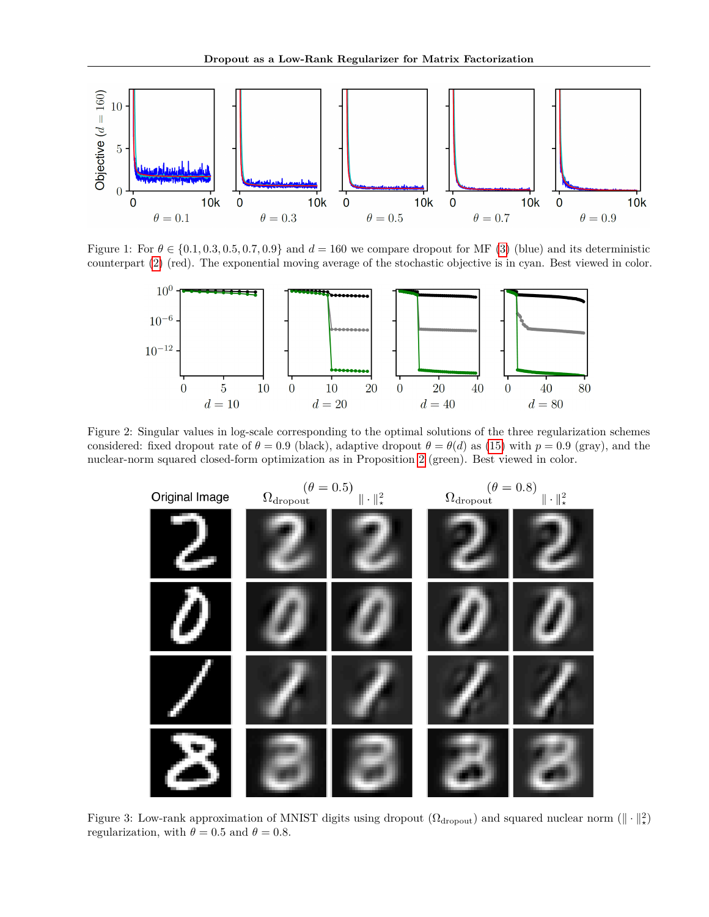Figure 1: For $\theta \in \{0.1, 0.3, 0.5, 0.7, 0.9\}$ and $d = 160$ we compare dropout for MF (3) (blue) and its deterministic counterpart (2) (red). The exponential moving average of the stochastic objective is in cyan. Best viewed in color.

Figure 2: Singular values in log-scale corresponding to the optimal solutions of the three regularization schemes considered: fixed dropout rate of $\theta = 0.9$ (black), adaptive dropout $\theta = \theta(d)$ as (15) with $p = 0.9$ (gray), and the nuclear-norm squared closed-form optimization as in Proposition 2 (green). Best viewed in color.

Figure 3: Low-rank approximation of MNIST digits using dropout ($\Omega_{\text{dropout}}$) and squared nuclear norm ($\|\cdot\|_\star^2$) regularization, with $\theta = 0.5$ and $\theta = 0.8$.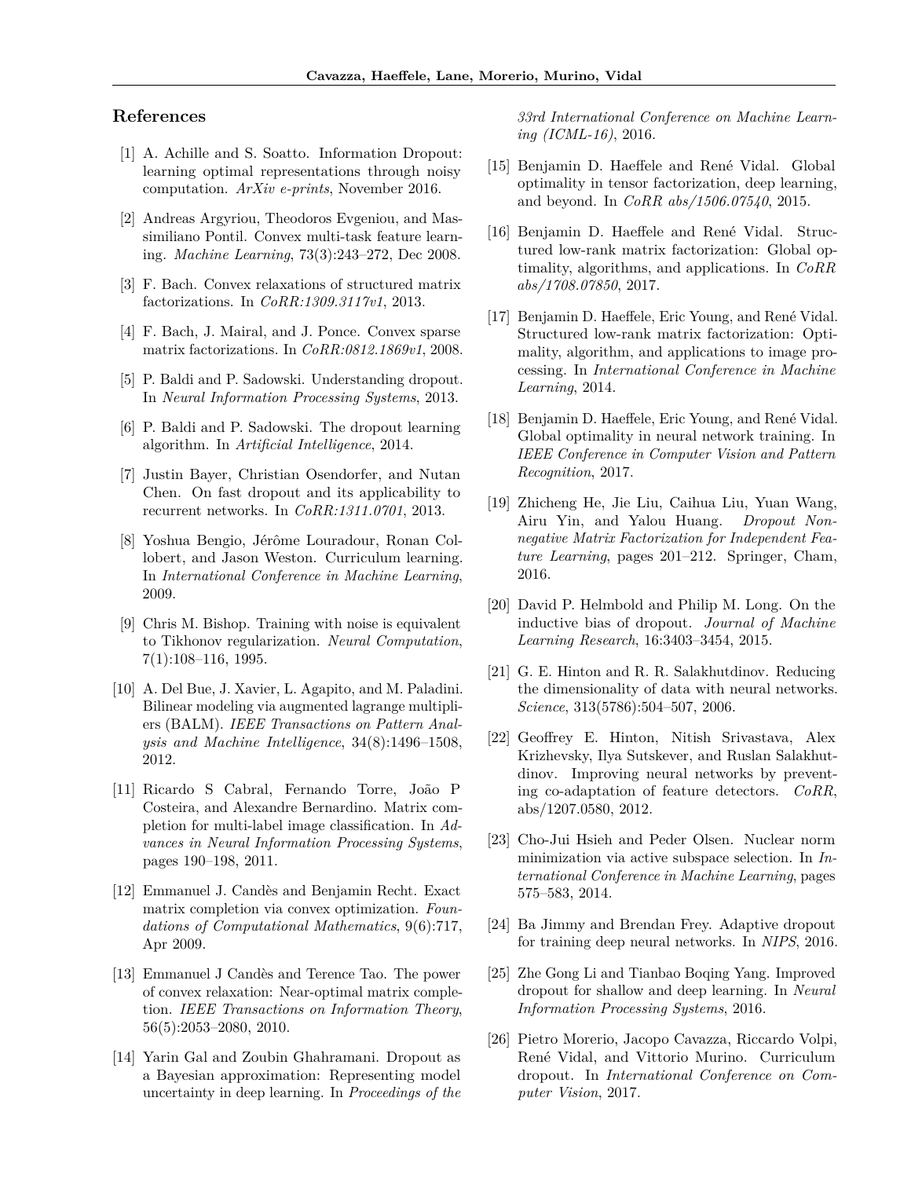## References

[1] A. Achille and S. Soatto. Information Dropout: learning optimal representations through noisy computation. *ArXiv e-prints*, November 2016.

[2] Andreas Argyriou, Theodoros Evgeniou, and Massimiliano Pontil. Convex multi-task feature learning. *Machine Learning*, 73(3):243–272, Dec 2008.

[3] F. Bach. Convex relaxations of structured matrix factorizations. In *CoRR:1309.3117v1*, 2013.

[4] F. Bach, J. Mairal, and J. Ponce. Convex sparse matrix factorizations. In *CoRR:0812.1869v1*, 2008.

[5] P. Baldi and P. Sadowski. Understanding dropout. In *Neural Information Processing Systems*, 2013.

[6] P. Baldi and P. Sadowski. The dropout learning algorithm. In *Artificial Intelligence*, 2014.

[7] Justin Bayer, Christian Osendorfer, and Nutan Chen. On fast dropout and its applicability to recurrent networks. In *CoRR:1311.0701*, 2013.

[8] Yoshua Bengio, Jérôme Louradour, Ronan Collobert, and Jason Weston. Curriculum learning. In *International Conference in Machine Learning*, 2009.

[9] Chris M. Bishop. Training with noise is equivalent to Tikhonov regularization. *Neural Computation*, 7(1):108–116, 1995.

[10] A. Del Bue, J. Xavier, L. Agapito, and M. Paladini. Bilinear modeling via augmented lagrange multipliers (BALM). *IEEE Transactions on Pattern Analysis and Machine Intelligence*, 34(8):1496–1508, 2012.

[11] Ricardo S Cabral, Fernando Torre, João P Costeira, and Alexandre Bernardino. Matrix completion for multi-label image classification. In *Advances in Neural Information Processing Systems*, pages 190–198, 2011.

[12] Emmanuel J. Candès and Benjamin Recht. Exact matrix completion via convex optimization. *Foundations of Computational Mathematics*, 9(6):717, Apr 2009.

[13] Emmanuel J Candès and Terence Tao. The power of convex relaxation: Near-optimal matrix completion. *IEEE Transactions on Information Theory*, 56(5):2053–2080, 2010.

[14] Yarin Gal and Zoubin Ghahramani. Dropout as a Bayesian approximation: Representing model uncertainty in deep learning. In *Proceedings of the 33rd International Conference on Machine Learning (ICML-16)*, 2016.

[15] Benjamin D. Haeffele and René Vidal. Global optimality in tensor factorization, deep learning, and beyond. In *CoRR abs/1506.07540*, 2015.

[16] Benjamin D. Haeffele and René Vidal. Structured low-rank matrix factorization: Global optimality, algorithms, and applications. In *CoRR abs/1708.07850*, 2017.

[17] Benjamin D. Haeffele, Eric Young, and René Vidal. Structured low-rank matrix factorization: Optimality, algorithm, and applications to image processing. In *International Conference in Machine Learning*, 2014.

[18] Benjamin D. Haeffele, Eric Young, and René Vidal. Global optimality in neural network training. In *IEEE Conference in Computer Vision and Pattern Recognition*, 2017.

[19] Zhicheng He, Jie Liu, Caihua Liu, Yuan Wang, Airu Yin, and Yalou Huang. *Dropout Non-negative Matrix Factorization for Independent Feature Learning*, pages 201–212. Springer, Cham, 2016.

[20] David P. Helmbold and Philip M. Long. On the inductive bias of dropout. *Journal of Machine Learning Research*, 16:3403–3454, 2015.

[21] G. E. Hinton and R. R. Salakhutdinov. Reducing the dimensionality of data with neural networks. *Science*, 313(5786):504–507, 2006.

[22] Geoffrey E. Hinton, Nitish Srivastava, Alex Krizhevsky, Ilya Sutskever, and Ruslan Salakhutdinov. Improving neural networks by preventing co-adaptation of feature detectors. *CoRR*, abs/1207.0580, 2012.

[23] Cho-Jui Hsieh and Peder Olsen. Nuclear norm minimization via active subspace selection. In *International Conference in Machine Learning*, pages 575–583, 2014.

[24] Ba Jimmy and Brendan Frey. Adaptive dropout for training deep neural networks. In *NIPS*, 2016.

[25] Zhe Gong Li and Tianbao Boqing Yang. Improved dropout for shallow and deep learning. In *Neural Information Processing Systems*, 2016.

[26] Pietro Morerio, Jacopo Cavazza, Riccardo Volpi, René Vidal, and Vittorio Murino. Curriculum dropout. In *International Conference on Computer Vision*, 2017.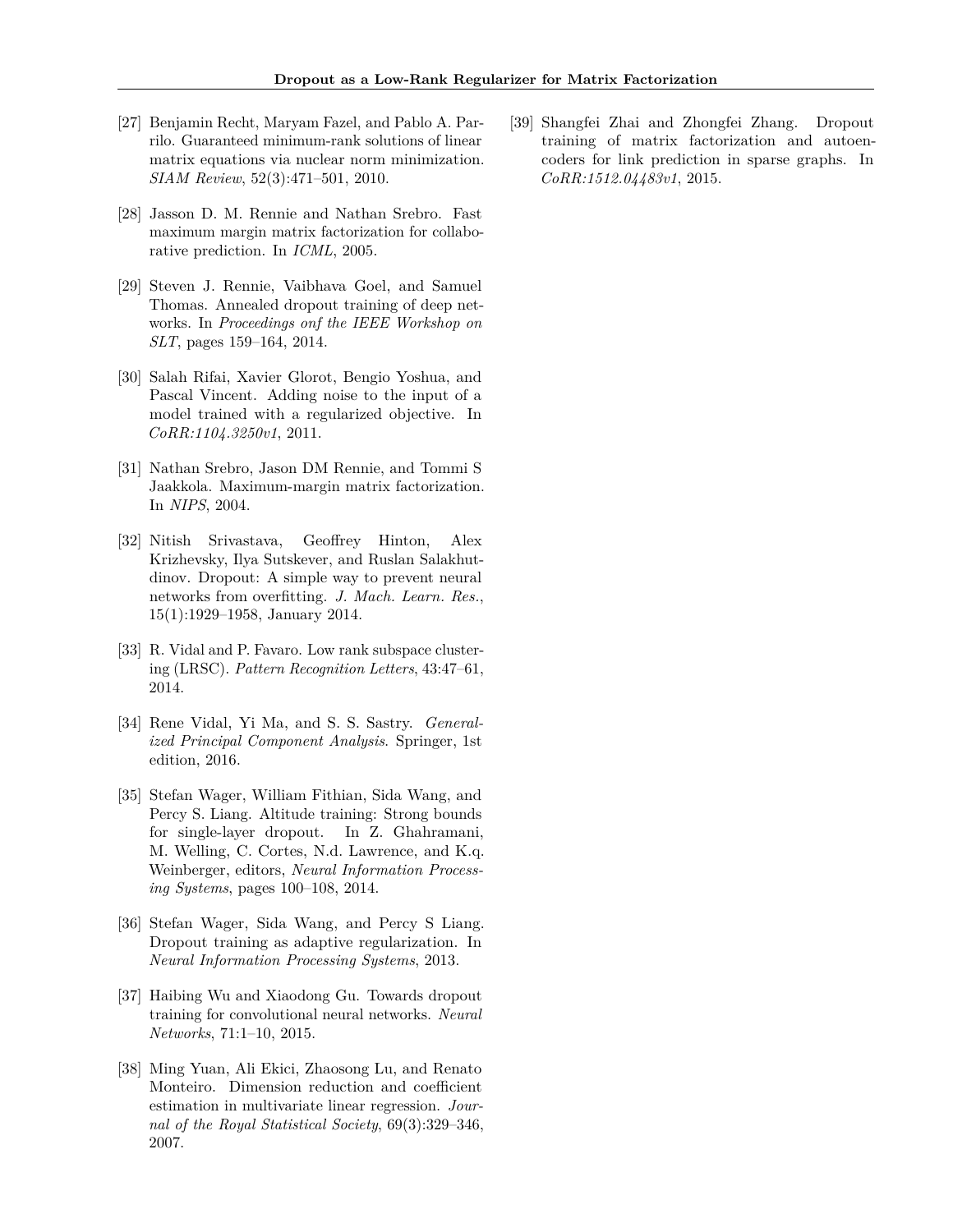[27] Benjamin Recht, Maryam Fazel, and Pablo A. Parrilo. Guaranteed minimum-rank solutions of linear matrix equations via nuclear norm minimization. *SIAM Review*, 52(3):471–501, 2010.

[28] Jasson D. M. Rennie and Nathan Srebro. Fast maximum margin matrix factorization for collaborative prediction. In *ICML*, 2005.

[29] Steven J. Rennie, Vaibhava Goel, and Samuel Thomas. Annealed dropout training of deep networks. In *Proceedings onf the IEEE Workshop on SLT*, pages 159–164, 2014.

[30] Salah Rifai, Xavier Glorot, Bengio Yoshua, and Pascal Vincent. Adding noise to the input of a model trained with a regularized objective. In *CoRR:1104.3250v1*, 2011.

[31] Nathan Srebro, Jason DM Rennie, and Tommi S Jaakkola. Maximum-margin matrix factorization. In *NIPS*, 2004.

[32] Nitish Srivastava, Geoffrey Hinton, Alex Krizhevsky, Ilya Sutskever, and Ruslan Salakhutdinov. Dropout: A simple way to prevent neural networks from overfitting. *J. Mach. Learn. Res.*, 15(1):1929–1958, January 2014.

[33] R. Vidal and P. Favaro. Low rank subspace clustering (LRSC). *Pattern Recognition Letters*, 43:47–61, 2014.

[34] Rene Vidal, Yi Ma, and S. S. Sastry. *Generalized Principal Component Analysis*. Springer, 1st edition, 2016.

[35] Stefan Wager, William Fithian, Sida Wang, and Percy S. Liang. Altitude training: Strong bounds for single-layer dropout. In Z. Ghahramani, M. Welling, C. Cortes, N.d. Lawrence, and K.q. Weinberger, editors, *Neural Information Processing Systems*, pages 100–108, 2014.

[36] Stefan Wager, Sida Wang, and Percy S Liang. Dropout training as adaptive regularization. In *Neural Information Processing Systems*, 2013.

[37] Haibing Wu and Xiaodong Gu. Towards dropout training for convolutional neural networks. *Neural Networks*, 71:1–10, 2015.

[38] Ming Yuan, Ali Ekici, Zhaosong Lu, and Renato Monteiro. Dimension reduction and coefficient estimation in multivariate linear regression. *Journal of the Royal Statistical Society*, 69(3):329–346, 2007.

[39] Shangfei Zhai and Zhongfei Zhang. Dropout training of matrix factorization and autoencoders for link prediction in sparse graphs. In *CoRR:1512.04483v1*, 2015.